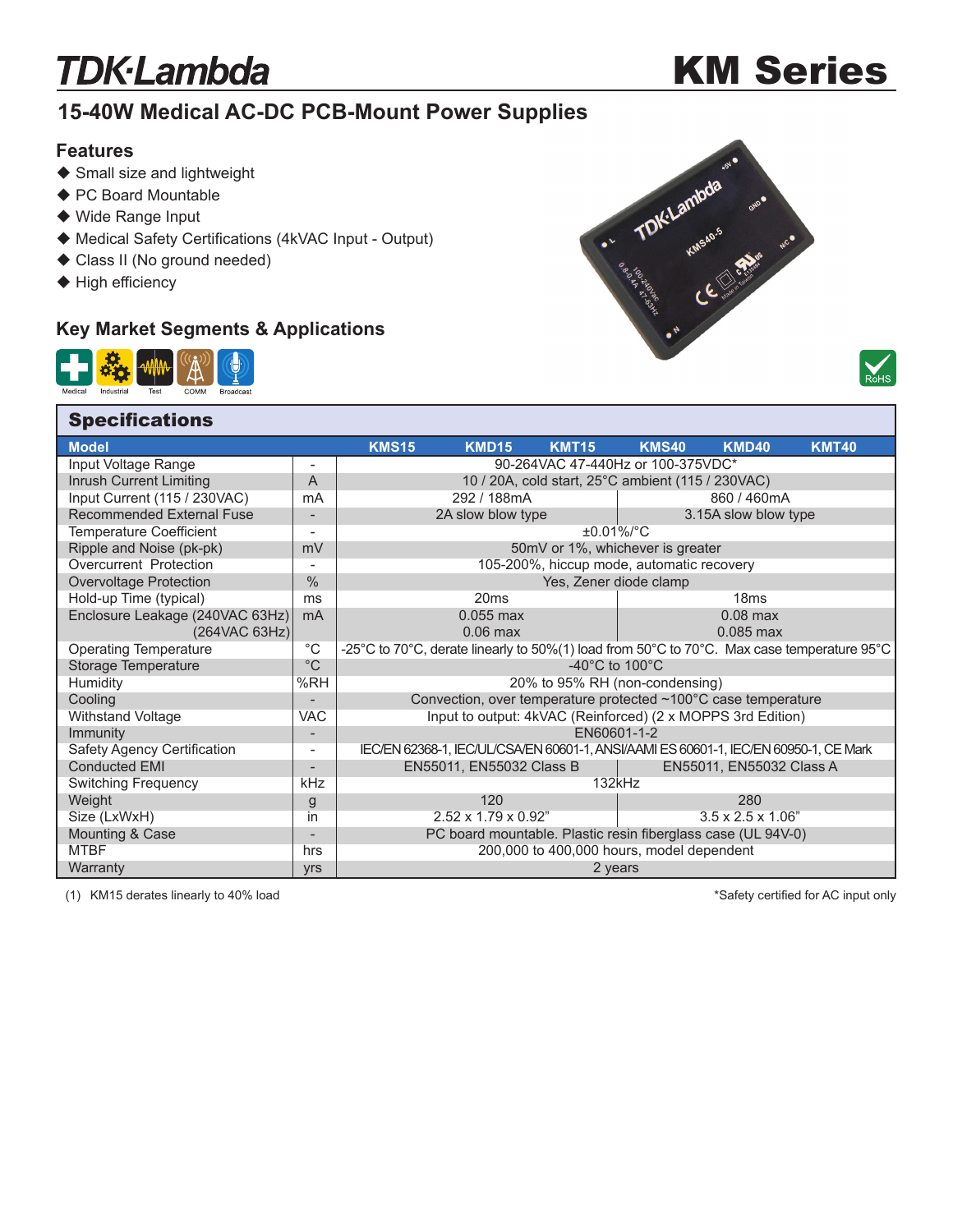# TDK·Lambda KM Series

## 15-40W Medical AC-DC PCB-Mount Power Supplies

### Features

- ◆ Small size and lightweight
- ◆ PC Board Mountable
- ◆ Wide Range Input
- ◆ Medical Safety Certifications (4kVAC Input - Output)
- ◆ Class II (No ground needed)
- ◆ High efficiency

### Key Market Segments & Applications

Medical, Industrial, Test, COMM, Broadcast

RoHS

## Specifications

| Model | | KMS15 | KMD15 | KMT15 | KMS40 | KMD40 | KMT40 |
|---|---|---|---|---|---|---|---|
| Input Voltage Range | - | 90-264VAC 47-440Hz or 100-375VDC* | | | | | |
| Inrush Current Limiting | A | 10 / 20A, cold start, 25°C ambient (115 / 230VAC) | | | | | |
| Input Current (115 / 230VAC) | mA | 292 / 188mA | | | 860 / 460mA | | |
| Recommended External Fuse | - | 2A slow blow type | | | 3.15A slow blow type | | |
| Temperature Coefficient | - | ±0.01%/°C | | | | | |
| Ripple and Noise (pk-pk) | mV | 50mV or 1%, whichever is greater | | | | | |
| Overcurrent Protection | - | 105-200%, hiccup mode, automatic recovery | | | | | |
| Overvoltage Protection | % | Yes, Zener diode clamp | | | | | |
| Hold-up Time (typical) | ms | 20ms | | | 18ms | | |
| Enclosure Leakage (240VAC 63Hz) | mA | 0.055 max | | | 0.08 max | | |
| (264VAC 63Hz) | | 0.06 max | | | 0.085 max | | |
| Operating Temperature | °C | -25°C to 70°C, derate linearly to 50%(1) load from 50°C to 70°C. Max case temperature 95°C | | | | | |
| Storage Temperature | °C | -40°C to 100°C | | | | | |
| Humidity | %RH | 20% to 95% RH (non-condensing) | | | | | |
| Cooling | - | Convection, over temperature protected ~100°C case temperature | | | | | |
| Withstand Voltage | VAC | Input to output: 4kVAC (Reinforced) (2 x MOPPS 3rd Edition) | | | | | |
| Immunity | - | EN60601-1-2 | | | | | |
| Safety Agency Certification | - | IEC/EN 62368-1, IEC/UL/CSA/EN 60601-1, ANSI/AAMI ES 60601-1, IEC/EN 60950-1, CE Mark | | | | | |
| Conducted EMI | - | EN55011, EN55032 Class B | | | EN55011, EN55032 Class A | | |
| Switching Frequency | kHz | 132kHz | | | | | |
| Weight | g | 120 | | | 280 | | |
| Size (LxWxH) | in | 2.52 x 1.79 x 0.92" | | | 3.5 x 2.5 x 1.06" | | |
| Mounting & Case | - | PC board mountable. Plastic resin fiberglass case (UL 94V-0) | | | | | |
| MTBF | hrs | 200,000 to 400,000 hours, model dependent | | | | | |
| Warranty | yrs | 2 years | | | | | |

(1) KM15 derates linearly to 40% load

*Safety certified for AC input only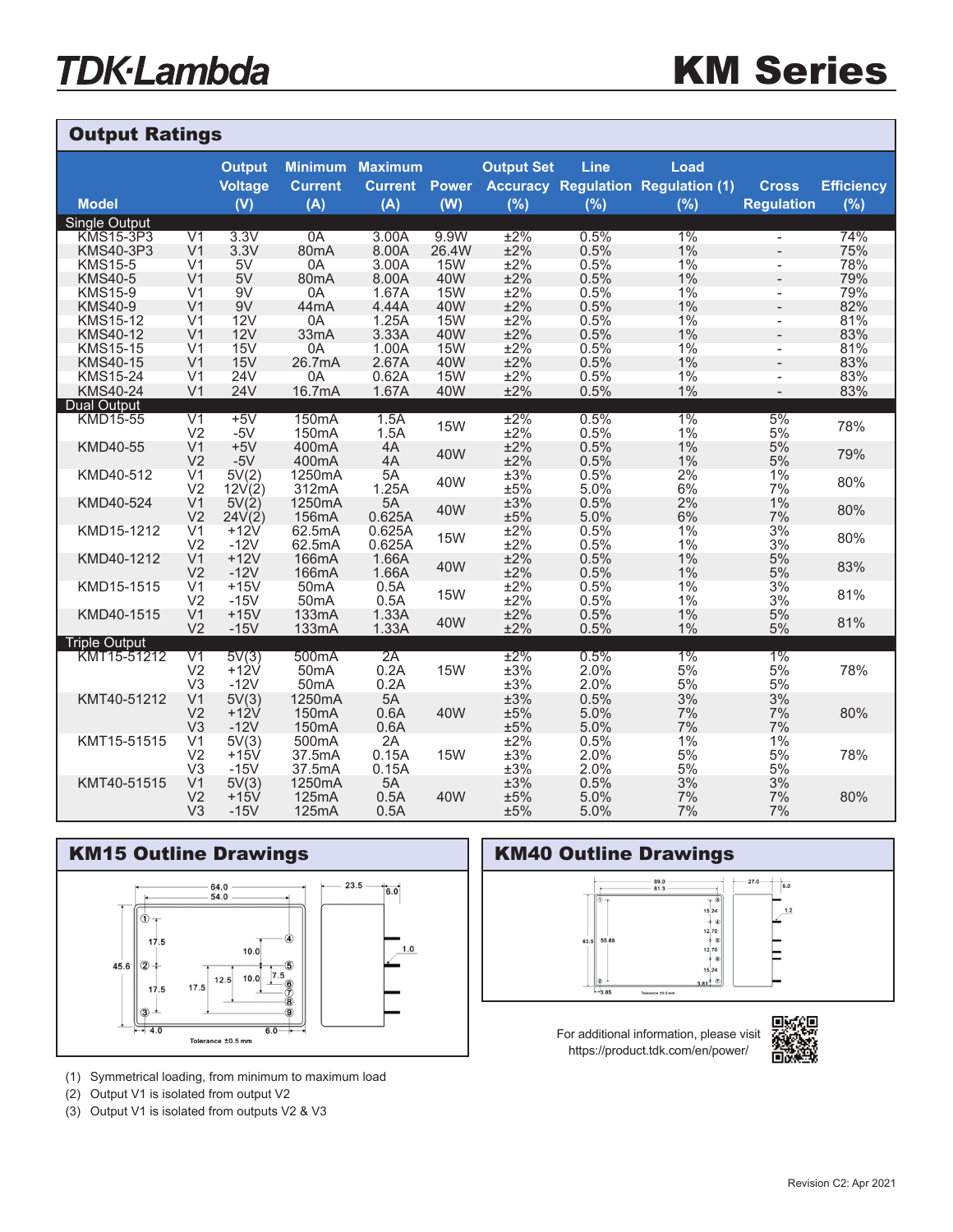# KM Series

## Output Ratings

| Model | | Output Voltage (V) | Minimum Current (A) | Maximum Current (A) | Power (W) | Output Set Accuracy (%) | Line Regulation (%) | Load Regulation (1) (%) | Cross Regulation | Efficiency (%) |
|---|---|---|---|---|---|---|---|---|---|---|
| **Single Output** | | | | | | | | | | |
| KMS15-3P3 | V1 | 3.3V | 0A | 3.00A | 9.9W | ±2% | 0.5% | 1% | - | 74% |
| KMS40-3P3 | V1 | 3.3V | 80mA | 8.00A | 26.4W | ±2% | 0.5% | 1% | - | 75% |
| KMS15-5 | V1 | 5V | 0A | 3.00A | 15W | ±2% | 0.5% | 1% | - | 78% |
| KMS40-5 | V1 | 5V | 80mA | 8.00A | 40W | ±2% | 0.5% | 1% | - | 79% |
| KMS15-9 | V1 | 9V | 0A | 1.67A | 15W | ±2% | 0.5% | 1% | - | 79% |
| KMS40-9 | V1 | 9V | 44mA | 4.44A | 40W | ±2% | 0.5% | 1% | - | 82% |
| KMS15-12 | V1 | 12V | 0A | 1.25A | 15W | ±2% | 0.5% | 1% | - | 81% |
| KMS40-12 | V1 | 12V | 33mA | 3.33A | 40W | ±2% | 0.5% | 1% | - | 83% |
| KMS15-15 | V1 | 15V | 0A | 1.00A | 15W | ±2% | 0.5% | 1% | - | 81% |
| KMS40-15 | V1 | 15V | 26.7mA | 2.67A | 40W | ±2% | 0.5% | 1% | - | 83% |
| KMS15-24 | V1 | 24V | 0A | 0.62A | 15W | ±2% | 0.5% | 1% | - | 83% |
| KMS40-24 | V1 | 24V | 16.7mA | 1.67A | 40W | ±2% | 0.5% | 1% | - | 83% |
| **Dual Output** | | | | | | | | | | |
| KMD15-55 | V1 | +5V | 150mA | 1.5A | 15W | ±2% | 0.5% | 1% | 5% | 78% |
| | V2 | -5V | 150mA | 1.5A | | ±2% | 0.5% | 1% | 5% | |
| KMD40-55 | V1 | +5V | 400mA | 4A | 40W | ±2% | 0.5% | 1% | 5% | 79% |
| | V2 | -5V | 400mA | 4A | | ±2% | 0.5% | 1% | 5% | |
| KMD40-512 | V1 | 5V(2) | 1250mA | 5A | 40W | ±3% | 0.5% | 2% | 1% | 80% |
| | V2 | 12V(2) | 312mA | 1.25A | | ±5% | 5.0% | 6% | 7% | |
| KMD40-524 | V1 | 5V(2) | 1250mA | 5A | 40W | ±3% | 0.5% | 2% | 1% | 80% |
| | V2 | 24V(2) | 156mA | 0.625A | | ±5% | 5.0% | 6% | 7% | |
| KMD15-1212 | V1 | +12V | 62.5mA | 0.625A | 15W | ±2% | 0.5% | 1% | 3% | 80% |
| | V2 | -12V | 62.5mA | 0.625A | | ±2% | 0.5% | 1% | 3% | |
| KMD40-1212 | V1 | +12V | 166mA | 1.66A | 40W | ±2% | 0.5% | 1% | 5% | 83% |
| | V2 | -12V | 166mA | 1.66A | | ±2% | 0.5% | 1% | 5% | |
| KMD15-1515 | V1 | +15V | 50mA | 0.5A | 15W | ±2% | 0.5% | 1% | 3% | 81% |
| | V2 | -15V | 50mA | 0.5A | | ±2% | 0.5% | 1% | 3% | |
| KMD40-1515 | V1 | +15V | 133mA | 1.33A | 40W | ±2% | 0.5% | 1% | 5% | 81% |
| | V2 | -15V | 133mA | 1.33A | | ±2% | 0.5% | 1% | 5% | |
| **Triple Output** | | | | | | | | | | |
| KMT15-51212 | V1 | 5V(3) | 500mA | 2A | 15W | ±2% | 0.5% | 1% | 1% | 78% |
| | V2 | +12V | 50mA | 0.2A | | ±3% | 2.0% | 5% | 5% | |
| | V3 | -12V | 50mA | 0.2A | | ±3% | 2.0% | 5% | 5% | |
| KMT40-51212 | V1 | 5V(3) | 1250mA | 5A | 40W | ±3% | 0.5% | 3% | 3% | 80% |
| | V2 | +12V | 150mA | 0.6A | | ±5% | 5.0% | 7% | 7% | |
| | V3 | -12V | 150mA | 0.6A | | ±5% | 5.0% | 7% | 7% | |
| KMT15-51515 | V1 | 5V(3) | 500mA | 2A | 15W | ±2% | 0.5% | 1% | 1% | 78% |
| | V2 | +15V | 37.5mA | 0.15A | | ±3% | 2.0% | 5% | 5% | |
| | V3 | -15V | 37.5mA | 0.15A | | ±3% | 2.0% | 5% | 5% | |
| KMT40-51515 | V1 | 5V(3) | 1250mA | 5A | 40W | ±3% | 0.5% | 3% | 3% | 80% |
| | V2 | +15V | 125mA | 0.5A | | ±5% | 5.0% | 7% | 7% | |
| | V3 | -15V | 125mA | 0.5A | | ±5% | 5.0% | 7% | 7% | |

## KM15 Outline Drawings

64.0
54.0
23.5
6.0
1.0
17.5
10.0
45.6
12.5
10.0
7.5
17.5
17.5
4.0
6.0
Tolerance ±0.5 mm

## KM40 Outline Drawings

89.0
81.3
27.0
6.0
1.2
15.24
12.70
63.5
55.88
12.70
15.24
3.61
3.85
Tolerance ±0.5 mm

For additional information, please visit https://product.tdk.com/en/power/

(1) Symmetrical loading, from minimum to maximum load
(2) Output V1 is isolated from output V2
(3) Output V1 is isolated from outputs V2 & V3

Revision C2: Apr 2021